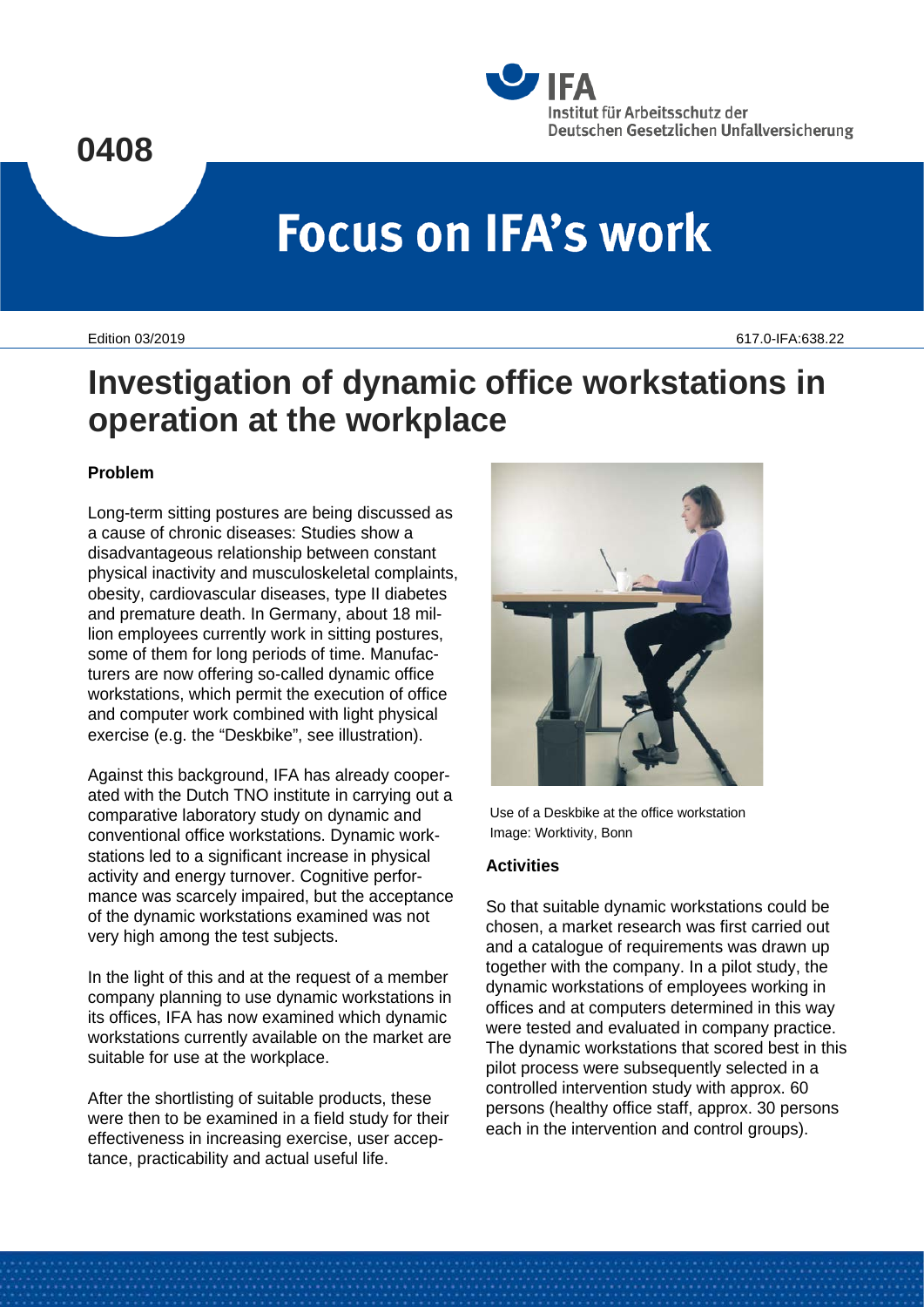0408

# Focus on IFA's work

Edition 03/2019

617.0-IFA:638.22

# Investigation of dynamic office workstations in operation at the workplace

## Problem

Long-term sitting postures are being discussed as a cause of chronic diseases: Studies show a disadvantageous relationship between constant physical inactivity and musculoskeletal complaints, obesity, cardiovascular diseases, type II diabetes and premature death. In Germany, about 18 million employees currently work in sitting postures, some of them for long periods of time. Manufacturers are now offering so-called dynamic office workstations, which permit the execution of office and computer work combined with light physical exercise (e.g. the "Deskbike", see illustration).

Against this background, IFA has already cooperated with the Dutch TNO institute in carrying out a comparative laboratory study on dynamic and conventional office workstations. Dynamic workstations led to a significant increase in physical activity and energy turnover. Cognitive performance was scarcely impaired, but the acceptance of the dynamic workstations examined was not very high among the test subjects.

In the light of this and at the request of a member company planning to use dynamic workstations in its offices, IFA has now examined which dynamic workstations currently available on the market are suitable for use at the workplace.

After the shortlisting of suitable products, these were then to be examined in a field study for their effectiveness in increasing exercise, user acceptance, practicability and actual useful life.

Use of a Deskbike at the office workstation
Image: Worktivity, Bonn

## Activities

So that suitable dynamic workstations could be chosen, a market research was first carried out and a catalogue of requirements was drawn up together with the company. In a pilot study, the dynamic workstations of employees working in offices and at computers determined in this way were tested and evaluated in company practice. The dynamic workstations that scored best in this pilot process were subsequently selected in a controlled intervention study with approx. 60 persons (healthy office staff, approx. 30 persons each in the intervention and control groups).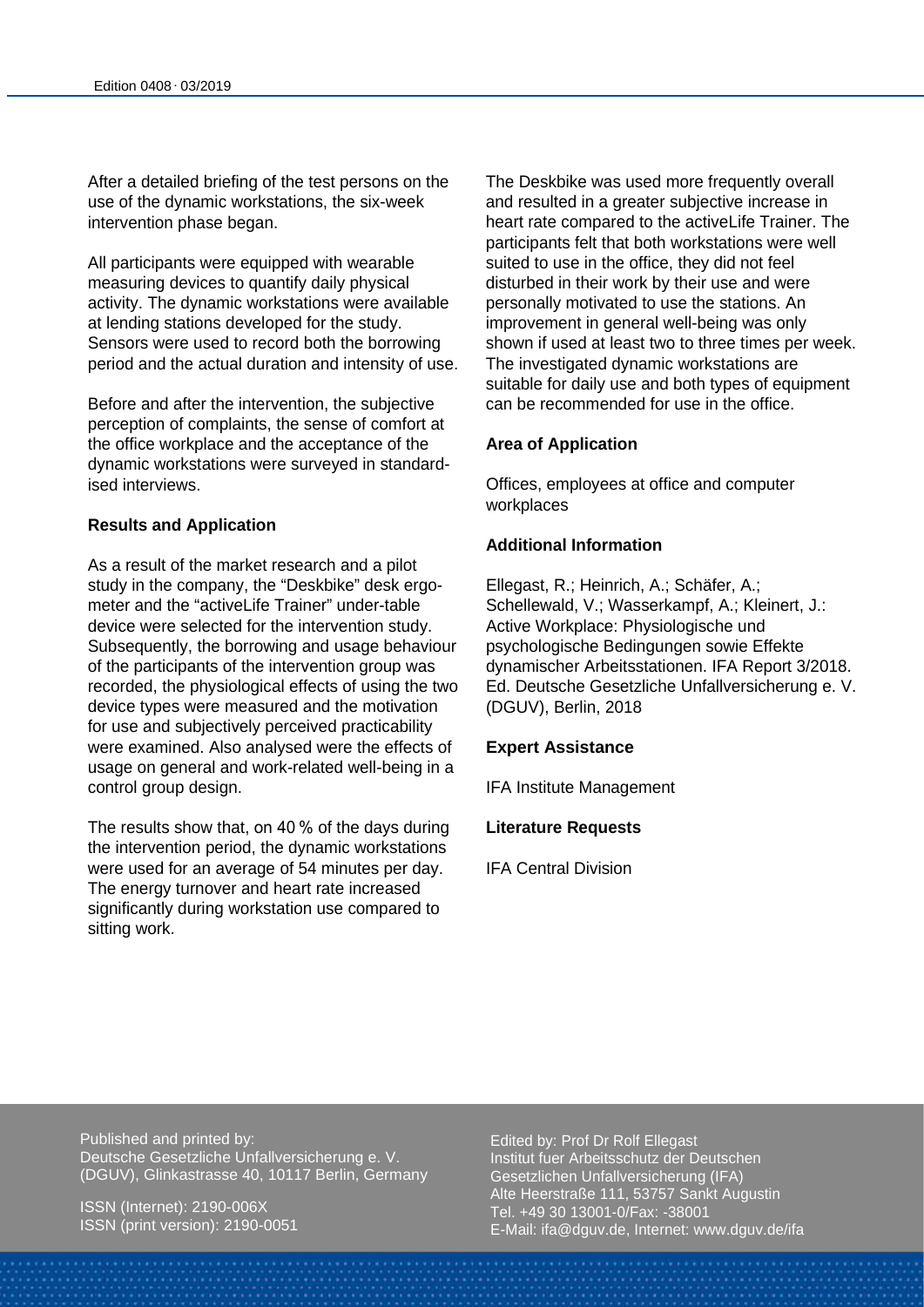After a detailed briefing of the test persons on the use of the dynamic workstations, the six-week intervention phase began.

All participants were equipped with wearable measuring devices to quantify daily physical activity. The dynamic workstations were available at lending stations developed for the study. Sensors were used to record both the borrowing period and the actual duration and intensity of use.

Before and after the intervention, the subjective perception of complaints, the sense of comfort at the office workplace and the acceptance of the dynamic workstations were surveyed in standardised interviews.

**Results and Application**

As a result of the market research and a pilot study in the company, the “Deskbike” desk ergometer and the “activeLife Trainer” under-table device were selected for the intervention study. Subsequently, the borrowing and usage behaviour of the participants of the intervention group was recorded, the physiological effects of using the two device types were measured and the motivation for use and subjectively perceived practicability were examined. Also analysed were the effects of usage on general and work-related well-being in a control group design.

The results show that, on 40 % of the days during the intervention period, the dynamic workstations were used for an average of 54 minutes per day. The energy turnover and heart rate increased significantly during workstation use compared to sitting work.

The Deskbike was used more frequently overall and resulted in a greater subjective increase in heart rate compared to the activeLife Trainer. The participants felt that both workstations were well suited to use in the office, they did not feel disturbed in their work by their use and were personally motivated to use the stations. An improvement in general well-being was only shown if used at least two to three times per week. The investigated dynamic workstations are suitable for daily use and both types of equipment can be recommended for use in the office.

**Area of Application**

Offices, employees at office and computer workplaces

**Additional Information**

Ellegast, R.; Heinrich, A.; Schäfer, A.; Schellewald, V.; Wasserkampf, A.; Kleinert, J.: Active Workplace: Physiologische und psychologische Bedingungen sowie Effekte dynamischer Arbeitsstationen. IFA Report 3/2018. Ed. Deutsche Gesetzliche Unfallversicherung e. V. (DGUV), Berlin, 2018

**Expert Assistance**

IFA Institute Management

**Literature Requests**

IFA Central Division

Published and printed by:
Deutsche Gesetzliche Unfallversicherung e. V. (DGUV), Glinkastrasse 40, 10117 Berlin, Germany

ISSN (Internet): 2190-006X
ISSN (print version): 2190-0051

Edited by: Prof Dr Rolf Ellegast
Institut fuer Arbeitsschutz der Deutschen Gesetzlichen Unfallversicherung (IFA)
Alte Heerstraße 111, 53757 Sankt Augustin
Tel. +49 30 13001-0/Fax: -38001
E-Mail: ifa@dguv.de, Internet: www.dguv.de/ifa